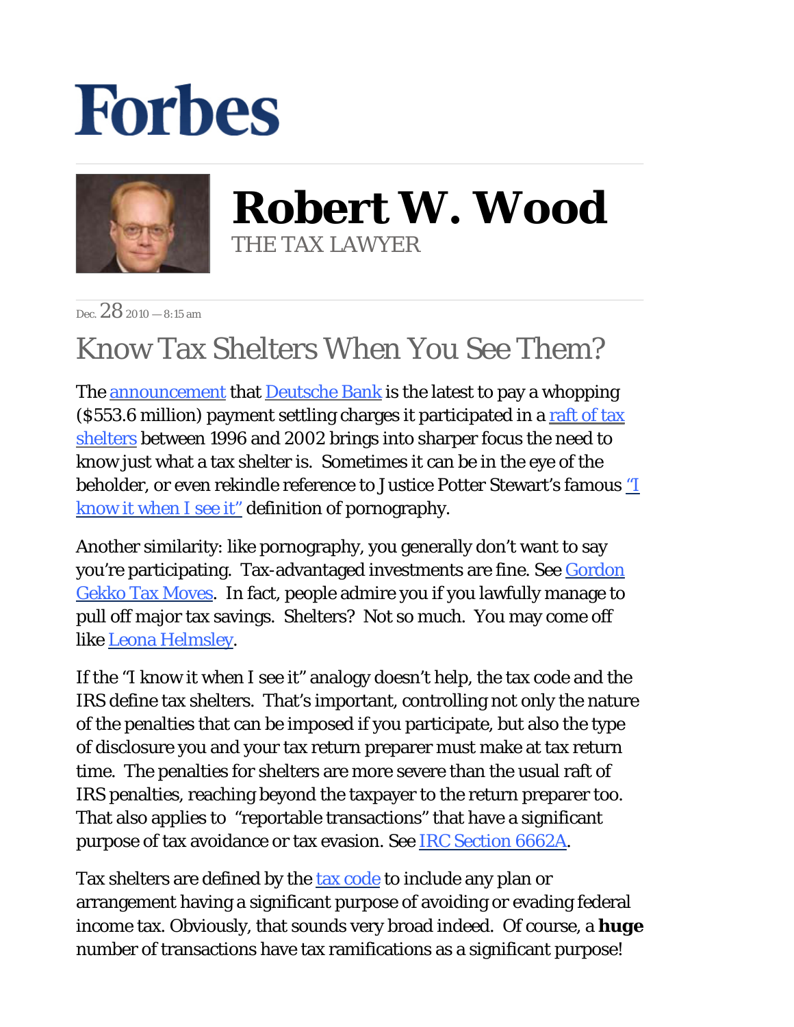# Forbes

## Robert W. Wood

THE TAX LAWYER

Dec. 28 2010 — 8:15 am

# Know Tax Shelters When You See Them?

The announcement that Deutsche Bank is the latest to pay a whopping ($553.6 million) payment settling charges it participated in a raft of tax shelters between 1996 and 2002 brings into sharper focus the need to know just what a tax shelter is. Sometimes it can be in the eye of the beholder, or even rekindle reference to Justice Potter Stewart's famous "I know it when I see it" definition of pornography.

Another similarity: like pornography, you generally don't want to say you're participating. Tax-advantaged investments are fine. See Gordon Gekko Tax Moves. In fact, people admire you if you lawfully manage to pull off major tax savings. Shelters? Not so much. You may come off like Leona Helmsley.

If the "I know it when I see it" analogy doesn't help, the tax code and the IRS define tax shelters. That's important, controlling not only the nature of the penalties that can be imposed if you participate, but also the type of disclosure you and your tax return preparer must make at tax return time. The penalties for shelters are more severe than the usual raft of IRS penalties, reaching beyond the taxpayer to the return preparer too. That also applies to "reportable transactions" that have a significant purpose of tax avoidance or tax evasion. See IRC Section 6662A.

Tax shelters are defined by the tax code to include any plan or arrangement having a significant purpose of avoiding or evading federal income tax. Obviously, that sounds very broad indeed. Of course, a **huge** number of transactions have tax ramifications as a significant purpose!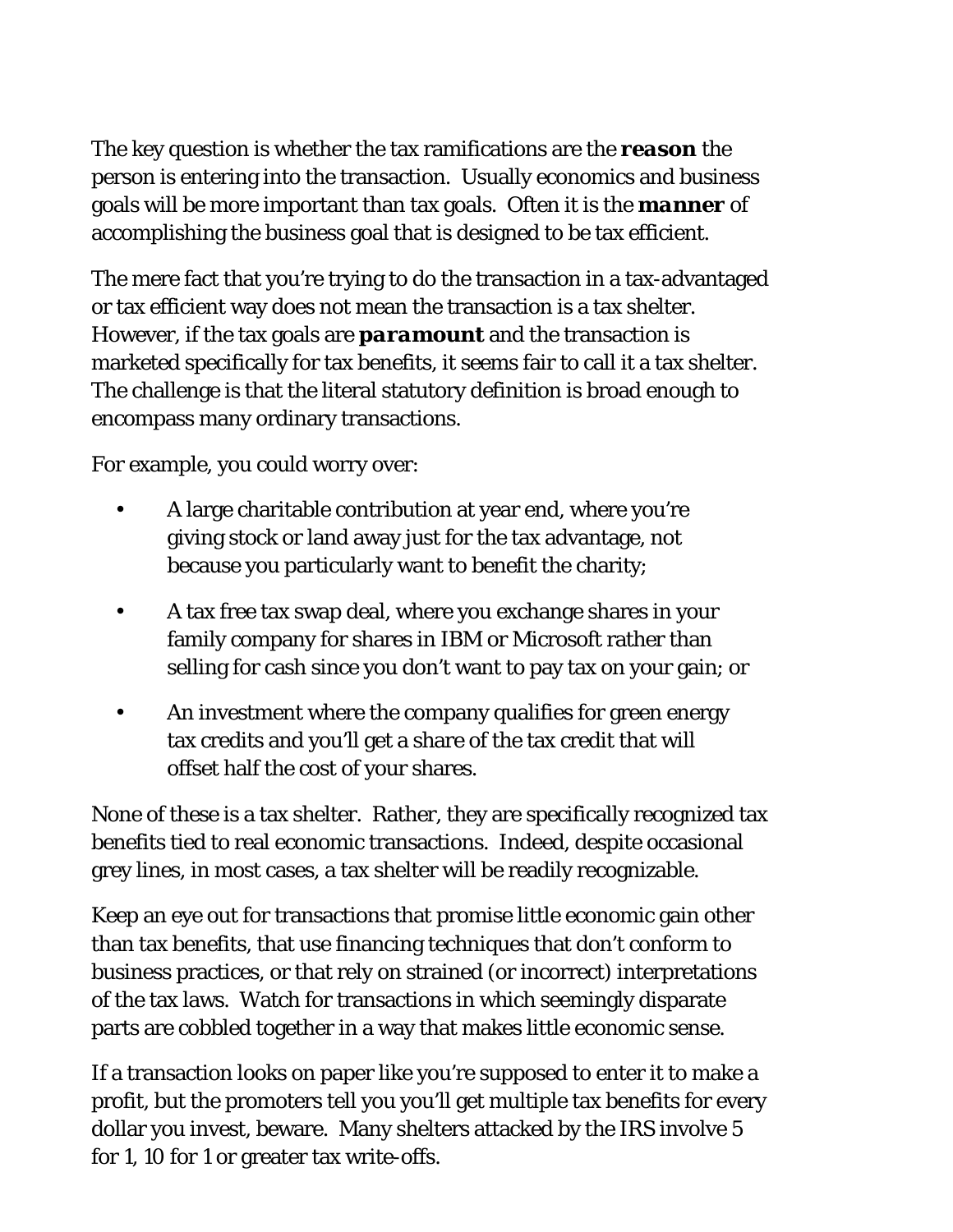The key question is whether the tax ramifications are the ***reason*** the person is entering into the transaction. Usually economics and business goals will be more important than tax goals. Often it is the ***manner*** of accomplishing the business goal that is designed to be tax efficient.

The mere fact that you're trying to do the transaction in a tax-advantaged or tax efficient way does not mean the transaction is a tax shelter. However, if the tax goals are ***paramount*** and the transaction is marketed specifically for tax benefits, it seems fair to call it a tax shelter. The challenge is that the literal statutory definition is broad enough to encompass many ordinary transactions.

For example, you could worry over:

- A large charitable contribution at year end, where you're giving stock or land away just for the tax advantage, not because you particularly want to benefit the charity;
- A tax free tax swap deal, where you exchange shares in your family company for shares in IBM or Microsoft rather than selling for cash since you don't want to pay tax on your gain; or
- An investment where the company qualifies for green energy tax credits and you'll get a share of the tax credit that will offset half the cost of your shares.

None of these is a tax shelter. Rather, they are specifically recognized tax benefits tied to real economic transactions. Indeed, despite occasional grey lines, in most cases, a tax shelter will be readily recognizable.

Keep an eye out for transactions that promise little economic gain other than tax benefits, that use financing techniques that don't conform to business practices, or that rely on strained (or incorrect) interpretations of the tax laws. Watch for transactions in which seemingly disparate parts are cobbled together in a way that makes little economic sense.

If a transaction looks on paper like you're supposed to enter it to make a profit, but the promoters tell you you'll get multiple tax benefits for every dollar you invest, beware. Many shelters attacked by the IRS involve 5 for 1, 10 for 1 or greater tax write-offs.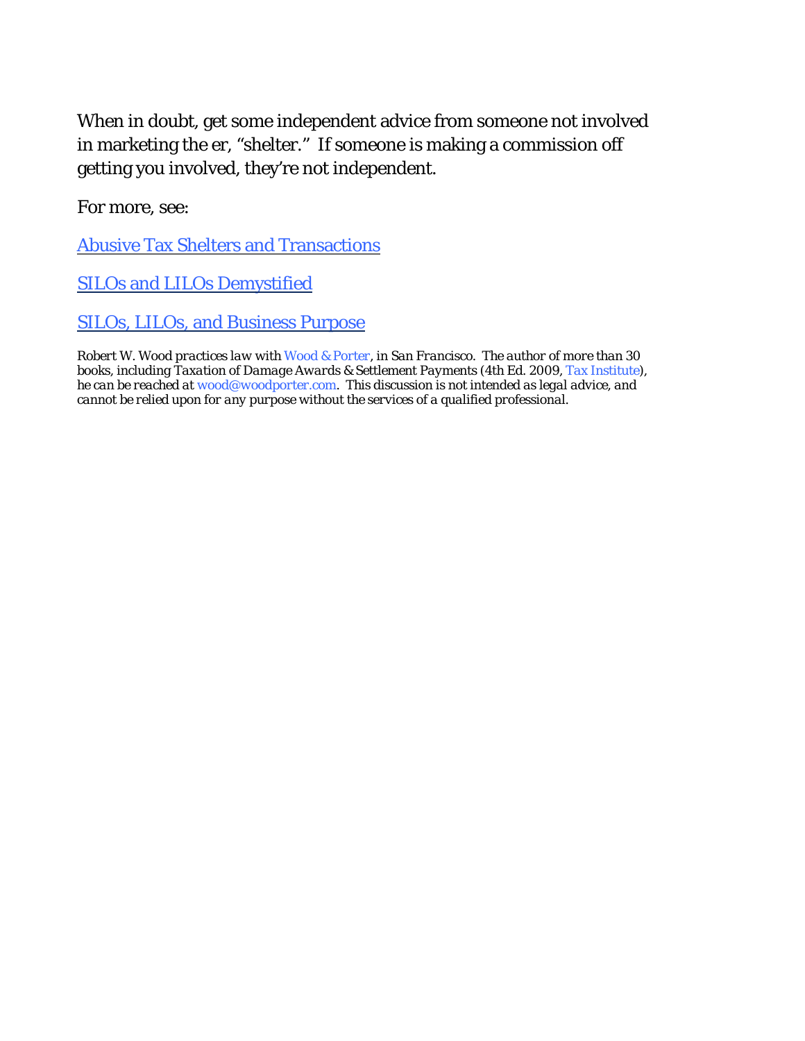When in doubt, get some independent advice from someone not involved in marketing the er, "shelter." If someone is making a commission off getting you involved, they're not independent.

For more, see:

Abusive Tax Shelters and Transactions

SILOs and LILOs Demystified

SILOs, LILOs, and Business Purpose

*Robert W. Wood practices law with Wood & Porter, in San Francisco. The author of more than 30 books, including Taxation of Damage Awards & Settlement Payments (4th Ed. 2009, Tax Institute), he can be reached at wood@woodporter.com. This discussion is not intended as legal advice, and cannot be relied upon for any purpose without the services of a qualified professional.*